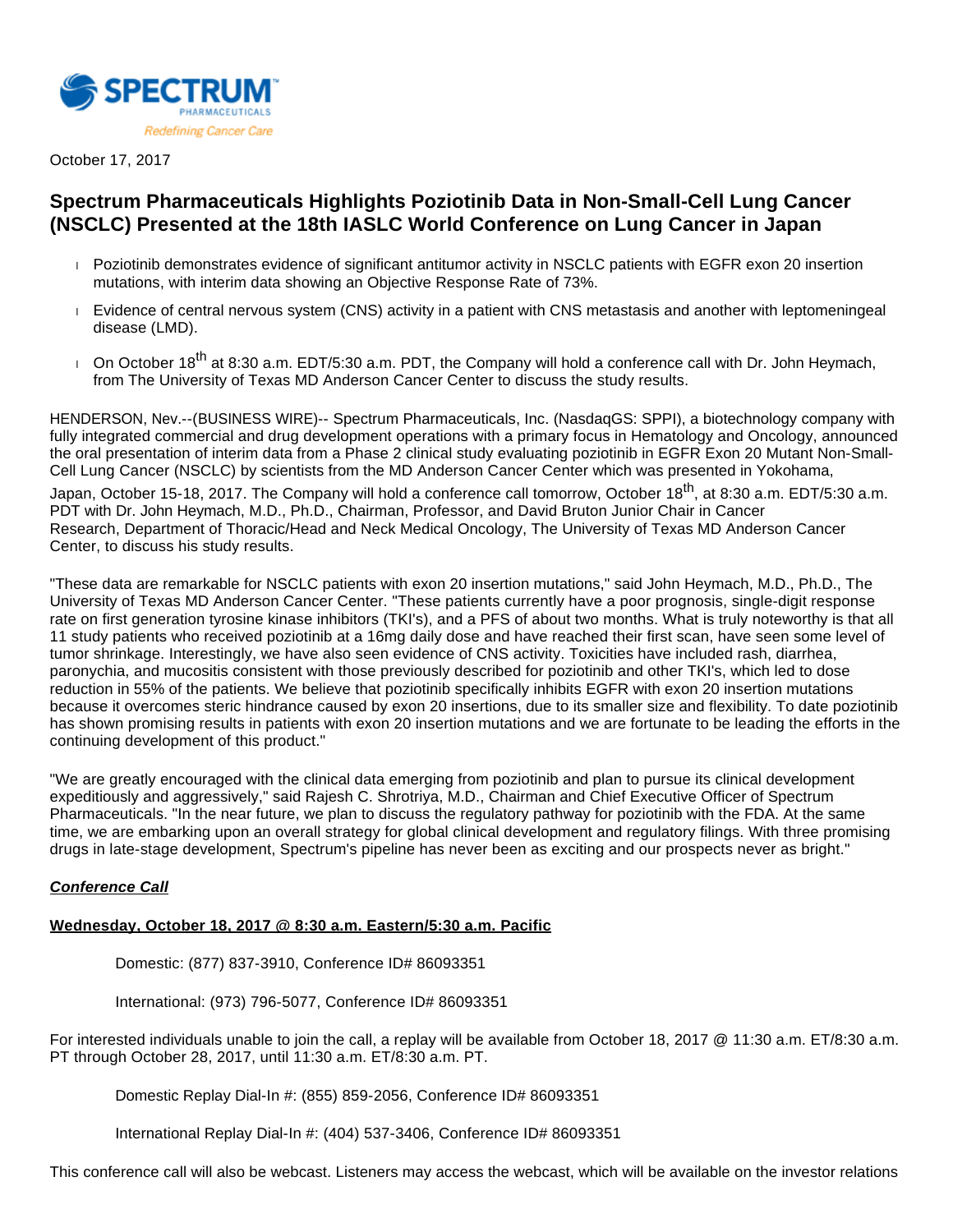SPECTRUM PHARMACEUTICALS

*Redefining Cancer Care*

October 17, 2017

# Spectrum Pharmaceuticals Highlights Poziotinib Data in Non-Small-Cell Lung Cancer (NSCLC) Presented at the 18th IASLC World Conference on Lung Cancer in Japan

- Poziotinib demonstrates evidence of significant antitumor activity in NSCLC patients with EGFR exon 20 insertion mutations, with interim data showing an Objective Response Rate of 73%.
- Evidence of central nervous system (CNS) activity in a patient with CNS metastasis and another with leptomeningeal disease (LMD).
- On October 18th at 8:30 a.m. EDT/5:30 a.m. PDT, the Company will hold a conference call with Dr. John Heymach, from The University of Texas MD Anderson Cancer Center to discuss the study results.

HENDERSON, Nev.--(BUSINESS WIRE)-- Spectrum Pharmaceuticals, Inc. (NasdaqGS: SPPI), a biotechnology company with fully integrated commercial and drug development operations with a primary focus in Hematology and Oncology, announced the oral presentation of interim data from a Phase 2 clinical study evaluating poziotinib in EGFR Exon 20 Mutant Non-Small-Cell Lung Cancer (NSCLC) by scientists from the MD Anderson Cancer Center which was presented in Yokohama, Japan, October 15-18, 2017. The Company will hold a conference call tomorrow, October 18th, at 8:30 a.m. EDT/5:30 a.m. PDT with Dr. John Heymach, M.D., Ph.D., Chairman, Professor, and David Bruton Junior Chair in Cancer Research, Department of Thoracic/Head and Neck Medical Oncology, The University of Texas MD Anderson Cancer Center, to discuss his study results.

"These data are remarkable for NSCLC patients with exon 20 insertion mutations," said John Heymach, M.D., Ph.D., The University of Texas MD Anderson Cancer Center. "These patients currently have a poor prognosis, single-digit response rate on first generation tyrosine kinase inhibitors (TKI's), and a PFS of about two months. What is truly noteworthy is that all 11 study patients who received poziotinib at a 16mg daily dose and have reached their first scan, have seen some level of tumor shrinkage. Interestingly, we have also seen evidence of CNS activity. Toxicities have included rash, diarrhea, paronychia, and mucositis consistent with those previously described for poziotinib and other TKI's, which led to dose reduction in 55% of the patients. We believe that poziotinib specifically inhibits EGFR with exon 20 insertion mutations because it overcomes steric hindrance caused by exon 20 insertions, due to its smaller size and flexibility. To date poziotinib has shown promising results in patients with exon 20 insertion mutations and we are fortunate to be leading the efforts in the continuing development of this product."

"We are greatly encouraged with the clinical data emerging from poziotinib and plan to pursue its clinical development expeditiously and aggressively," said Rajesh C. Shrotriya, M.D., Chairman and Chief Executive Officer of Spectrum Pharmaceuticals. "In the near future, we plan to discuss the regulatory pathway for poziotinib with the FDA. At the same time, we are embarking upon an overall strategy for global clinical development and regulatory filings. With three promising drugs in late-stage development, Spectrum's pipeline has never been as exciting and our prospects never as bright."

***Conference Call***

**Wednesday, October 18, 2017 @ 8:30 a.m. Eastern/5:30 a.m. Pacific**

Domestic: (877) 837-3910, Conference ID# 86093351

International: (973) 796-5077, Conference ID# 86093351

For interested individuals unable to join the call, a replay will be available from October 18, 2017 @ 11:30 a.m. ET/8:30 a.m. PT through October 28, 2017, until 11:30 a.m. ET/8:30 a.m. PT.

Domestic Replay Dial-In #: (855) 859-2056, Conference ID# 86093351

International Replay Dial-In #: (404) 537-3406, Conference ID# 86093351

This conference call will also be webcast. Listeners may access the webcast, which will be available on the investor relations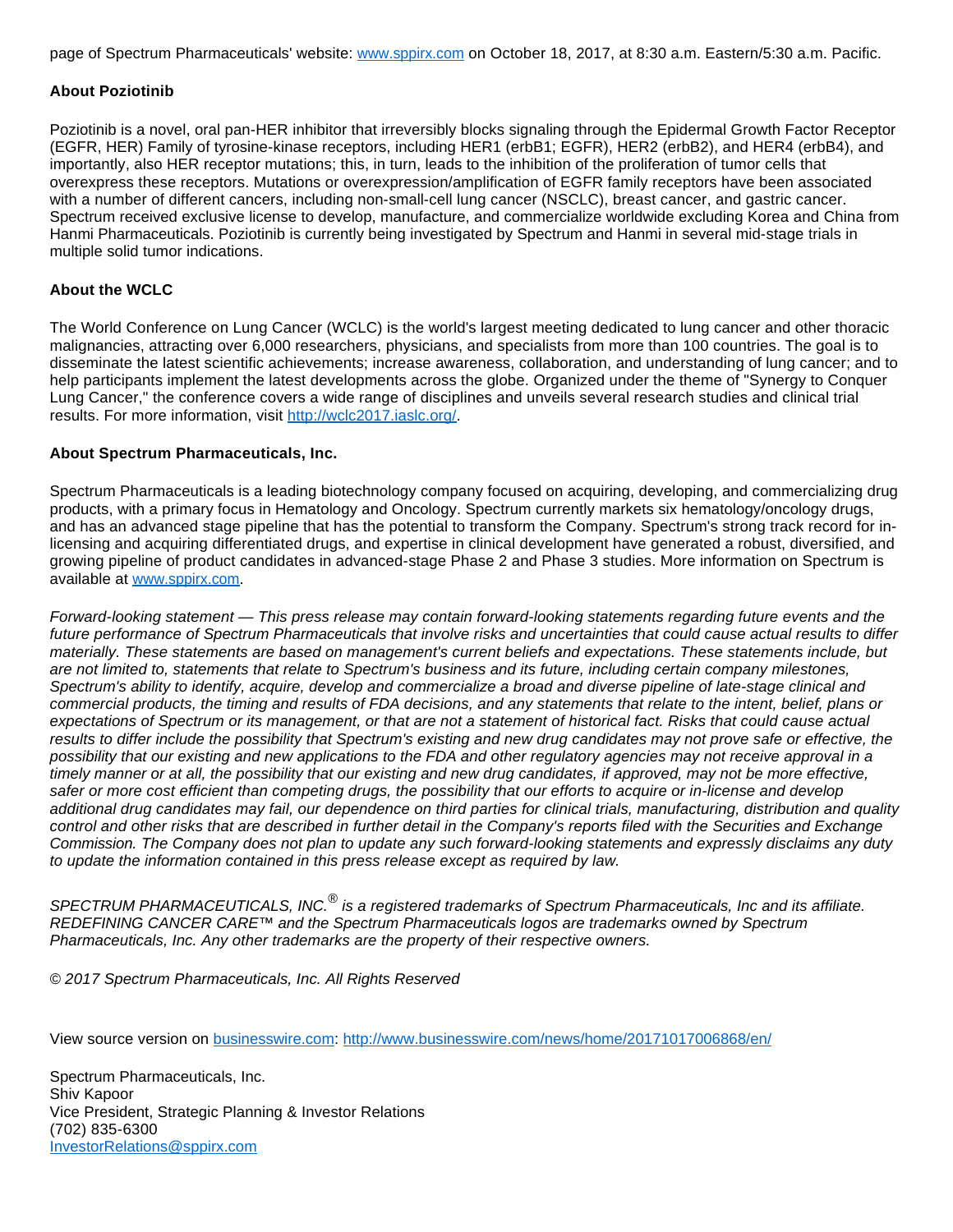page of Spectrum Pharmaceuticals' website: [www.sppirx.com](http://www.sppirx.com) on October 18, 2017, at 8:30 a.m. Eastern/5:30 a.m. Pacific.

**About Poziotinib**

Poziotinib is a novel, oral pan-HER inhibitor that irreversibly blocks signaling through the Epidermal Growth Factor Receptor (EGFR, HER) Family of tyrosine-kinase receptors, including HER1 (erbB1; EGFR), HER2 (erbB2), and HER4 (erbB4), and importantly, also HER receptor mutations; this, in turn, leads to the inhibition of the proliferation of tumor cells that overexpress these receptors. Mutations or overexpression/amplification of EGFR family receptors have been associated with a number of different cancers, including non-small-cell lung cancer (NSCLC), breast cancer, and gastric cancer. Spectrum received exclusive license to develop, manufacture, and commercialize worldwide excluding Korea and China from Hanmi Pharmaceuticals. Poziotinib is currently being investigated by Spectrum and Hanmi in several mid-stage trials in multiple solid tumor indications.

**About the WCLC**

The World Conference on Lung Cancer (WCLC) is the world's largest meeting dedicated to lung cancer and other thoracic malignancies, attracting over 6,000 researchers, physicians, and specialists from more than 100 countries. The goal is to disseminate the latest scientific achievements; increase awareness, collaboration, and understanding of lung cancer; and to help participants implement the latest developments across the globe. Organized under the theme of "Synergy to Conquer Lung Cancer," the conference covers a wide range of disciplines and unveils several research studies and clinical trial results. For more information, visit [http://wclc2017.iaslc.org/](http://wclc2017.iaslc.org/).

**About Spectrum Pharmaceuticals, Inc.**

Spectrum Pharmaceuticals is a leading biotechnology company focused on acquiring, developing, and commercializing drug products, with a primary focus in Hematology and Oncology. Spectrum currently markets six hematology/oncology drugs, and has an advanced stage pipeline that has the potential to transform the Company. Spectrum's strong track record for in-licensing and acquiring differentiated drugs, and expertise in clinical development have generated a robust, diversified, and growing pipeline of product candidates in advanced-stage Phase 2 and Phase 3 studies. More information on Spectrum is available at [www.sppirx.com](http://www.sppirx.com).

*Forward-looking statement — This press release may contain forward-looking statements regarding future events and the future performance of Spectrum Pharmaceuticals that involve risks and uncertainties that could cause actual results to differ materially. These statements are based on management's current beliefs and expectations. These statements include, but are not limited to, statements that relate to Spectrum's business and its future, including certain company milestones, Spectrum's ability to identify, acquire, develop and commercialize a broad and diverse pipeline of late-stage clinical and commercial products, the timing and results of FDA decisions, and any statements that relate to the intent, belief, plans or expectations of Spectrum or its management, or that are not a statement of historical fact. Risks that could cause actual results to differ include the possibility that Spectrum's existing and new drug candidates may not prove safe or effective, the possibility that our existing and new applications to the FDA and other regulatory agencies may not receive approval in a timely manner or at all, the possibility that our existing and new drug candidates, if approved, may not be more effective, safer or more cost efficient than competing drugs, the possibility that our efforts to acquire or in-license and develop additional drug candidates may fail, our dependence on third parties for clinical trials, manufacturing, distribution and quality control and other risks that are described in further detail in the Company's reports filed with the Securities and Exchange Commission. The Company does not plan to update any such forward-looking statements and expressly disclaims any duty to update the information contained in this press release except as required by law.*

*SPECTRUM PHARMACEUTICALS, INC.® is a registered trademarks of Spectrum Pharmaceuticals, Inc and its affiliate. REDEFINING CANCER CARE™ and the Spectrum Pharmaceuticals logos are trademarks owned by Spectrum Pharmaceuticals, Inc. Any other trademarks are the property of their respective owners.*

*© 2017 Spectrum Pharmaceuticals, Inc. All Rights Reserved*

View source version on [businesswire.com](http://businesswire.com): [http://www.businesswire.com/news/home/20171017006868/en/](http://www.businesswire.com/news/home/20171017006868/en/)

Spectrum Pharmaceuticals, Inc.
Shiv Kapoor
Vice President, Strategic Planning & Investor Relations
(702) 835-6300
[InvestorRelations@sppirx.com](mailto:InvestorRelations@sppirx.com)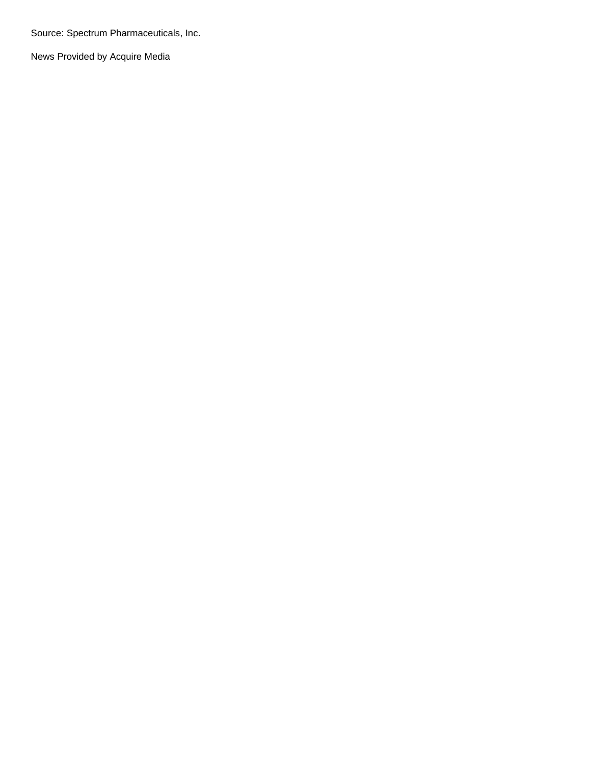Source: Spectrum Pharmaceuticals, Inc.

News Provided by Acquire Media